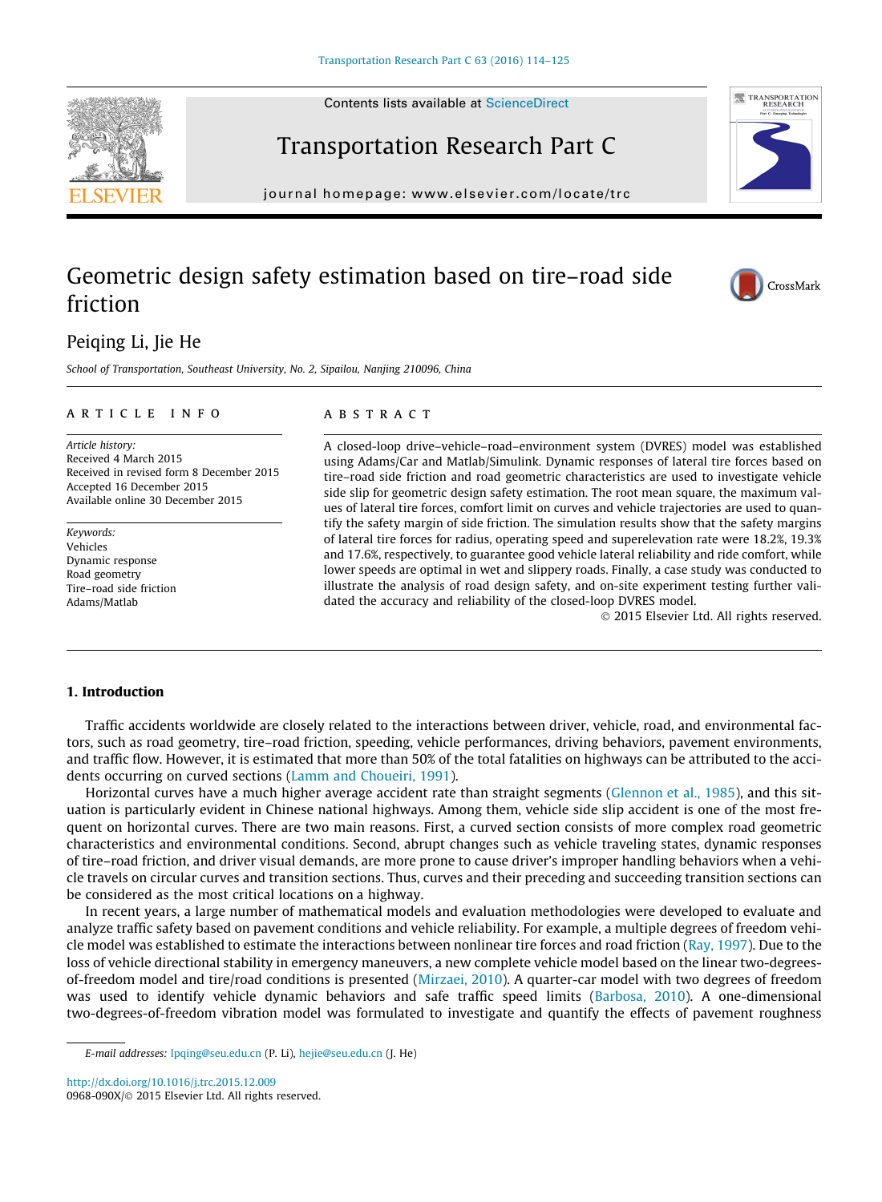# Geometric design safety estimation based on tire–road side friction

Peiqing Li, Jie He

*School of Transportation, Southeast University, No. 2, Sipailou, Nanjing 210096, China*

**ARTICLE INFO**

*Article history:*
Received 4 March 2015
Received in revised form 8 December 2015
Accepted 16 December 2015
Available online 30 December 2015

*Keywords:*
Vehicles
Dynamic response
Road geometry
Tire–road side friction
Adams/Matlab

**ABSTRACT**

A closed-loop drive–vehicle–road–environment system (DVRES) model was established using Adams/Car and Matlab/Simulink. Dynamic responses of lateral tire forces based on tire–road side friction and road geometric characteristics are used to investigate vehicle side slip for geometric design safety estimation. The root mean square, the maximum values of lateral tire forces, comfort limit on curves and vehicle trajectories are used to quantify the safety margin of side friction. The simulation results show that the safety margins of lateral tire forces for radius, operating speed and superelevation rate were 18.2%, 19.3% and 17.6%, respectively, to guarantee good vehicle lateral reliability and ride comfort, while lower speeds are optimal in wet and slippery roads. Finally, a case study was conducted to illustrate the analysis of road design safety, and on-site experiment testing further validated the accuracy and reliability of the closed-loop DVRES model.

© 2015 Elsevier Ltd. All rights reserved.

## 1. Introduction

Traffic accidents worldwide are closely related to the interactions between driver, vehicle, road, and environmental factors, such as road geometry, tire–road friction, speeding, vehicle performances, driving behaviors, pavement environments, and traffic flow. However, it is estimated that more than 50% of the total fatalities on highways can be attributed to the accidents occurring on curved sections (Lamm and Choueiri, 1991).

Horizontal curves have a much higher average accident rate than straight segments (Glennon et al., 1985), and this situation is particularly evident in Chinese national highways. Among them, vehicle side slip accident is one of the most frequent on horizontal curves. There are two main reasons. First, a curved section consists of more complex road geometric characteristics and environmental conditions. Second, abrupt changes such as vehicle traveling states, dynamic responses of tire–road friction, and driver visual demands, are more prone to cause driver's improper handling behaviors when a vehicle travels on circular curves and transition sections. Thus, curves and their preceding and succeeding transition sections can be considered as the most critical locations on a highway.

In recent years, a large number of mathematical models and evaluation methodologies were developed to evaluate and analyze traffic safety based on pavement conditions and vehicle reliability. For example, a multiple degrees of freedom vehicle model was established to estimate the interactions between nonlinear tire forces and road friction (Ray, 1997). Due to the loss of vehicle directional stability in emergency maneuvers, a new complete vehicle model based on the linear two-degrees-of-freedom model and tire/road conditions is presented (Mirzaei, 2010). A quarter-car model with two degrees of freedom was used to identify vehicle dynamic behaviors and safe traffic speed limits (Barbosa, 2010). A one-dimensional two-degrees-of-freedom vibration model was formulated to investigate and quantify the effects of pavement roughness

*E-mail addresses:* lpqing@seu.edu.cn (P. Li), hejie@seu.edu.cn (J. He)

http://dx.doi.org/10.1016/j.trc.2015.12.009
0968-090X/© 2015 Elsevier Ltd. All rights reserved.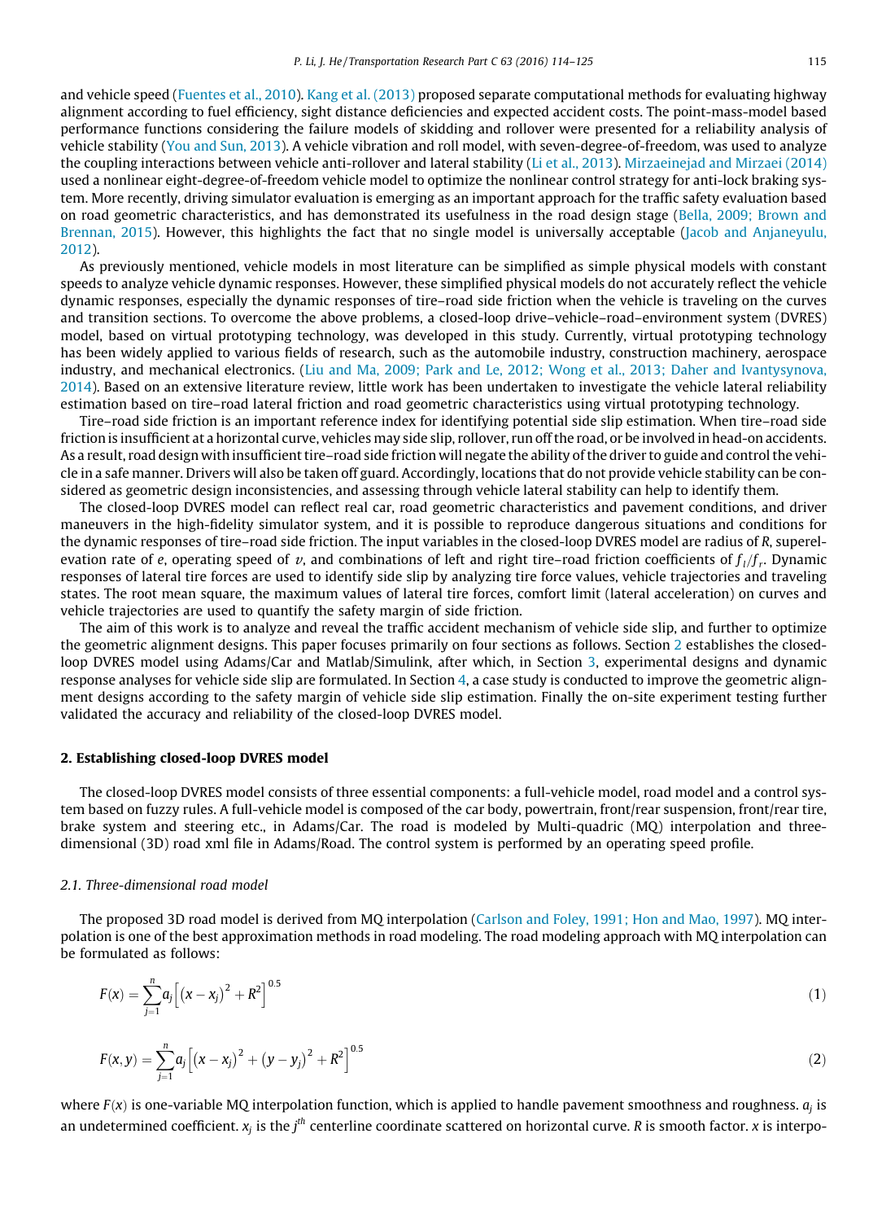and vehicle speed (Fuentes et al., 2010). Kang et al. (2013) proposed separate computational methods for evaluating highway alignment according to fuel efficiency, sight distance deficiencies and expected accident costs. The point-mass-model based performance functions considering the failure models of skidding and rollover were presented for a reliability analysis of vehicle stability (You and Sun, 2013). A vehicle vibration and roll model, with seven-degree-of-freedom, was used to analyze the coupling interactions between vehicle anti-rollover and lateral stability (Li et al., 2013). Mirzaeinejad and Mirzaei (2014) used a nonlinear eight-degree-of-freedom vehicle model to optimize the nonlinear control strategy for anti-lock braking system. More recently, driving simulator evaluation is emerging as an important approach for the traffic safety evaluation based on road geometric characteristics, and has demonstrated its usefulness in the road design stage (Bella, 2009; Brown and Brennan, 2015). However, this highlights the fact that no single model is universally acceptable (Jacob and Anjaneyulu, 2012).

As previously mentioned, vehicle models in most literature can be simplified as simple physical models with constant speeds to analyze vehicle dynamic responses. However, these simplified physical models do not accurately reflect the vehicle dynamic responses, especially the dynamic responses of tire–road side friction when the vehicle is traveling on the curves and transition sections. To overcome the above problems, a closed-loop drive–vehicle–road–environment system (DVRES) model, based on virtual prototyping technology, was developed in this study. Currently, virtual prototyping technology has been widely applied to various fields of research, such as the automobile industry, construction machinery, aerospace industry, and mechanical electronics. (Liu and Ma, 2009; Park and Le, 2012; Wong et al., 2013; Daher and Ivantysynova, 2014). Based on an extensive literature review, little work has been undertaken to investigate the vehicle lateral reliability estimation based on tire–road lateral friction and road geometric characteristics using virtual prototyping technology.

Tire–road side friction is an important reference index for identifying potential side slip estimation. When tire–road side friction is insufficient at a horizontal curve, vehicles may side slip, rollover, run off the road, or be involved in head-on accidents. As a result, road design with insufficient tire–road side friction will negate the ability of the driver to guide and control the vehicle in a safe manner. Drivers will also be taken off guard. Accordingly, locations that do not provide vehicle stability can be considered as geometric design inconsistencies, and assessing through vehicle lateral stability can help to identify them.

The closed-loop DVRES model can reflect real car, road geometric characteristics and pavement conditions, and driver maneuvers in the high-fidelity simulator system, and it is possible to reproduce dangerous situations and conditions for the dynamic responses of tire–road side friction. The input variables in the closed-loop DVRES model are radius of $R$, superelevation rate of $e$, operating speed of $v$, and combinations of left and right tire–road friction coefficients of $f_l/f_r$. Dynamic responses of lateral tire forces are used to identify side slip by analyzing tire force values, vehicle trajectories and traveling states. The root mean square, the maximum values of lateral tire forces, comfort limit (lateral acceleration) on curves and vehicle trajectories are used to quantify the safety margin of side friction.

The aim of this work is to analyze and reveal the traffic accident mechanism of vehicle side slip, and further to optimize the geometric alignment designs. This paper focuses primarily on four sections as follows. Section 2 establishes the closed-loop DVRES model using Adams/Car and Matlab/Simulink, after which, in Section 3, experimental designs and dynamic response analyses for vehicle side slip are formulated. In Section 4, a case study is conducted to improve the geometric alignment designs according to the safety margin of vehicle side slip estimation. Finally the on-site experiment testing further validated the accuracy and reliability of the closed-loop DVRES model.

## 2. Establishing closed-loop DVRES model

The closed-loop DVRES model consists of three essential components: a full-vehicle model, road model and a control system based on fuzzy rules. A full-vehicle model is composed of the car body, powertrain, front/rear suspension, front/rear tire, brake system and steering etc., in Adams/Car. The road is modeled by Multi-quadric (MQ) interpolation and three-dimensional (3D) road xml file in Adams/Road. The control system is performed by an operating speed profile.

### 2.1. Three-dimensional road model

The proposed 3D road model is derived from MQ interpolation (Carlson and Foley, 1991; Hon and Mao, 1997). MQ interpolation is one of the best approximation methods in road modeling. The road modeling approach with MQ interpolation can be formulated as follows:

$$F(x) = \sum_{j=1}^{n} a_j \left[ (x - x_j)^2 + R^2 \right]^{0.5} \tag{1}$$

$$F(x, y) = \sum_{j=1}^{n} a_j \left[ (x - x_j)^2 + (y - y_j)^2 + R^2 \right]^{0.5} \tag{2}$$

where $F(x)$ is one-variable MQ interpolation function, which is applied to handle pavement smoothness and roughness. $a_j$ is an undetermined coefficient. $x_j$ is the $j^{th}$ centerline coordinate scattered on horizontal curve. $R$ is smooth factor. $x$ is interpo-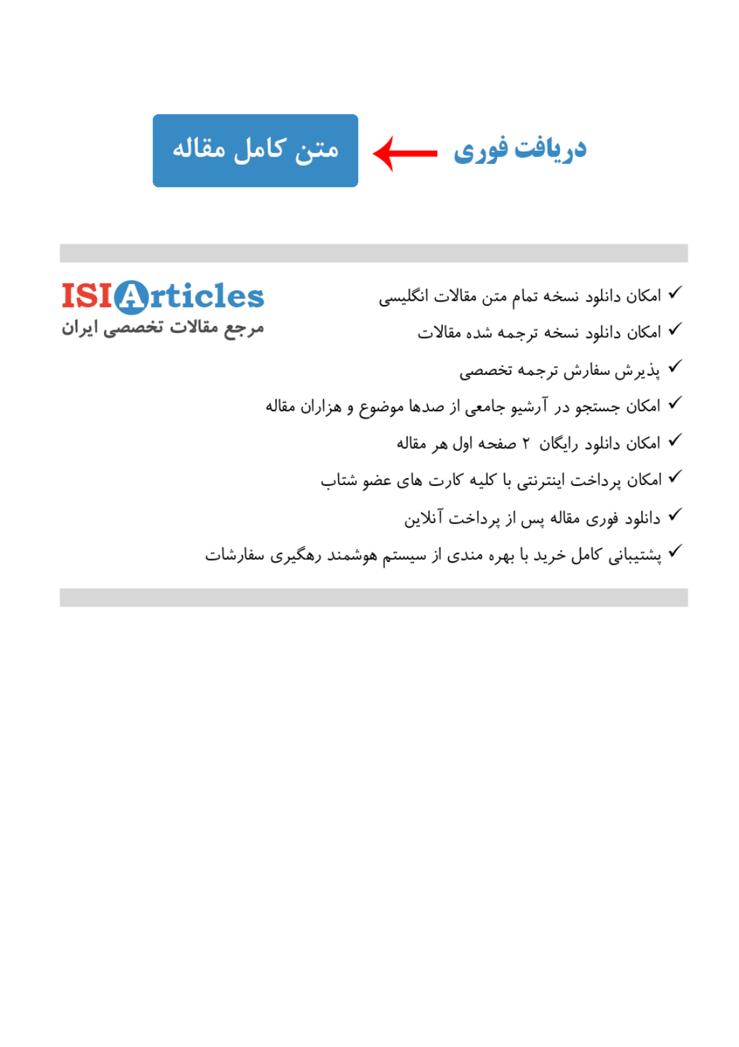دریافت فوری ← متن کامل مقاله

**ISIArticles**
مرجع مقالات تخصصی ایران

- ✓ امکان دانلود نسخه تمام متن مقالات انگلیسی
- ✓ امکان دانلود نسخه ترجمه شده مقالات
- ✓ پذیرش سفارش ترجمه تخصصی
- ✓ امکان جستجو در آرشیو جامعی از صدها موضوع و هزاران مقاله
- ✓ امکان دانلود رایگان ۲ صفحه اول هر مقاله
- ✓ امکان پرداخت اینترنتی با کلیه کارت های عضو شتاب
- ✓ دانلود فوری مقاله پس از پرداخت آنلاین
- ✓ پشتیبانی کامل خرید با بهره مندی از سیستم هوشمند رهگیری سفارشات